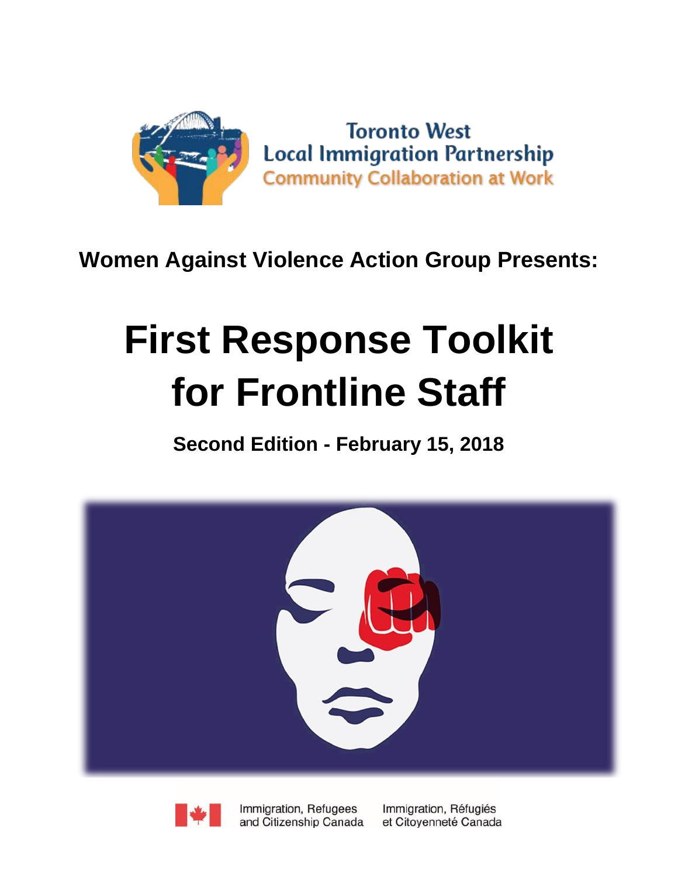Toronto West
Local Immigration Partnership
Community Collaboration at Work

**Women Against Violence Action Group Presents:**

# First Response Toolkit for Frontline Staff

**Second Edition - February 15, 2018**

Immigration, Refugees and Citizenship Canada

Immigration, Réfugiés et Citoyenneté Canada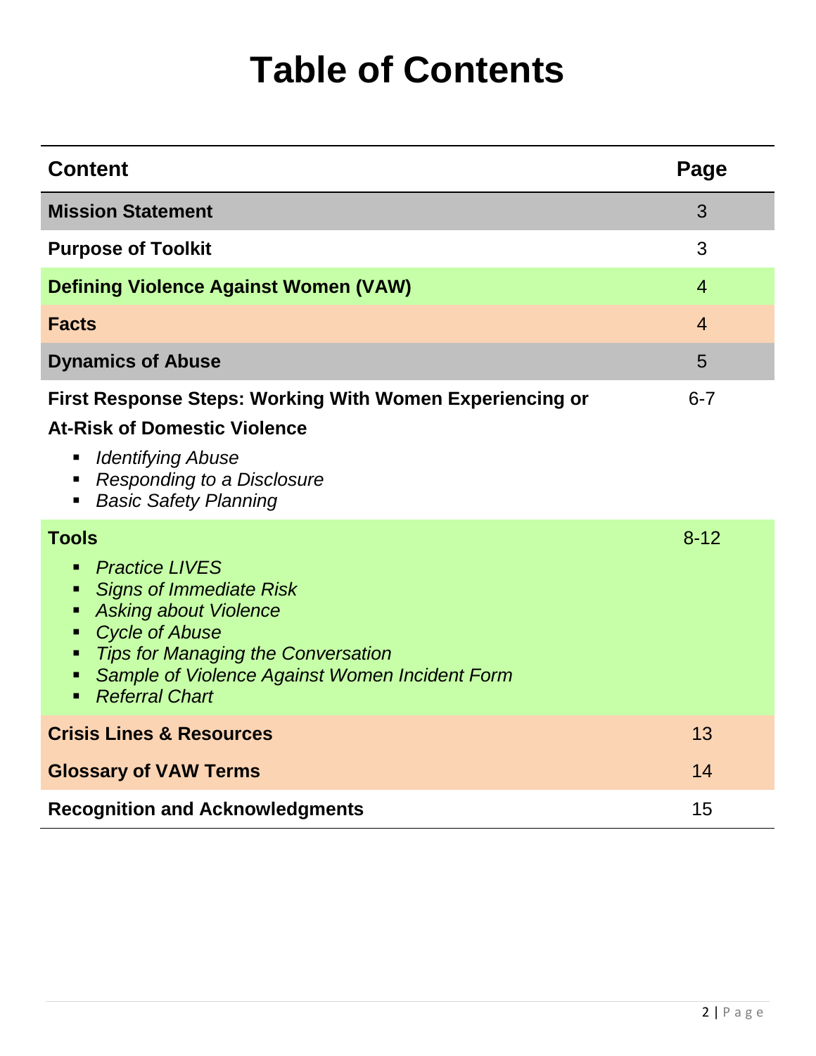# Table of Contents

| Content | Page |
|---|---|
| **Mission Statement** | 3 |
| **Purpose of Toolkit** | 3 |
| **Defining Violence Against Women (VAW)** | 4 |
| **Facts** | 4 |
| **Dynamics of Abuse** | 5 |
| **First Response Steps: Working With Women Experiencing or At-Risk of Domestic Violence**<br>▪ *Identifying Abuse*<br>▪ *Responding to a Disclosure*<br>▪ *Basic Safety Planning* | 6-7 |
| **Tools**<br>▪ *Practice LIVES*<br>▪ *Signs of Immediate Risk*<br>▪ *Asking about Violence*<br>▪ *Cycle of Abuse*<br>▪ *Tips for Managing the Conversation*<br>▪ *Sample of Violence Against Women Incident Form*<br>▪ *Referral Chart* | 8-12 |
| **Crisis Lines & Resources** | 13 |
| **Glossary of VAW Terms** | 14 |
| **Recognition and Acknowledgments** | 15 |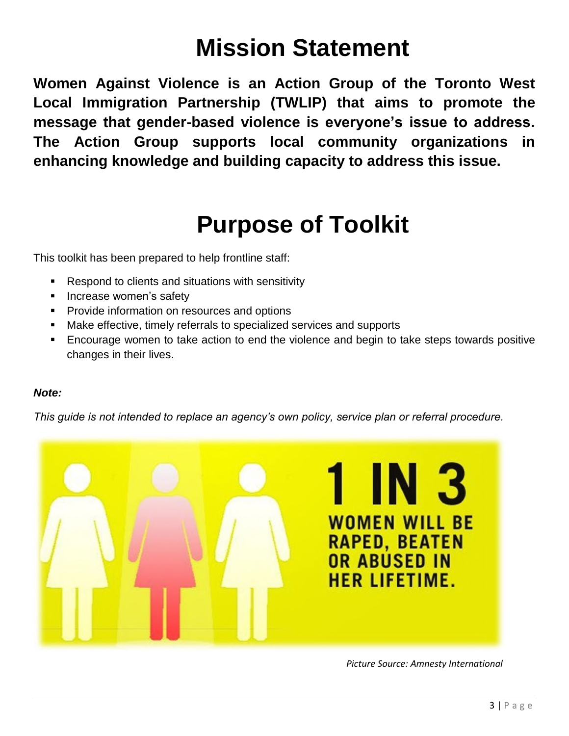# Mission Statement

**Women Against Violence is an Action Group of the Toronto West Local Immigration Partnership (TWLIP) that aims to promote the message that gender-based violence is everyone's issue to address. The Action Group supports local community organizations in enhancing knowledge and building capacity to address this issue.**

# Purpose of Toolkit

This toolkit has been prepared to help frontline staff:

- Respond to clients and situations with sensitivity
- Increase women's safety
- Provide information on resources and options
- Make effective, timely referrals to specialized services and supports
- Encourage women to take action to end the violence and begin to take steps towards positive changes in their lives.

***Note:***

*This guide is not intended to replace an agency's own policy, service plan or referral procedure.*

1 IN 3 WOMEN WILL BE RAPED, BEATEN OR ABUSED IN HER LIFETIME.

*Picture Source: Amnesty International*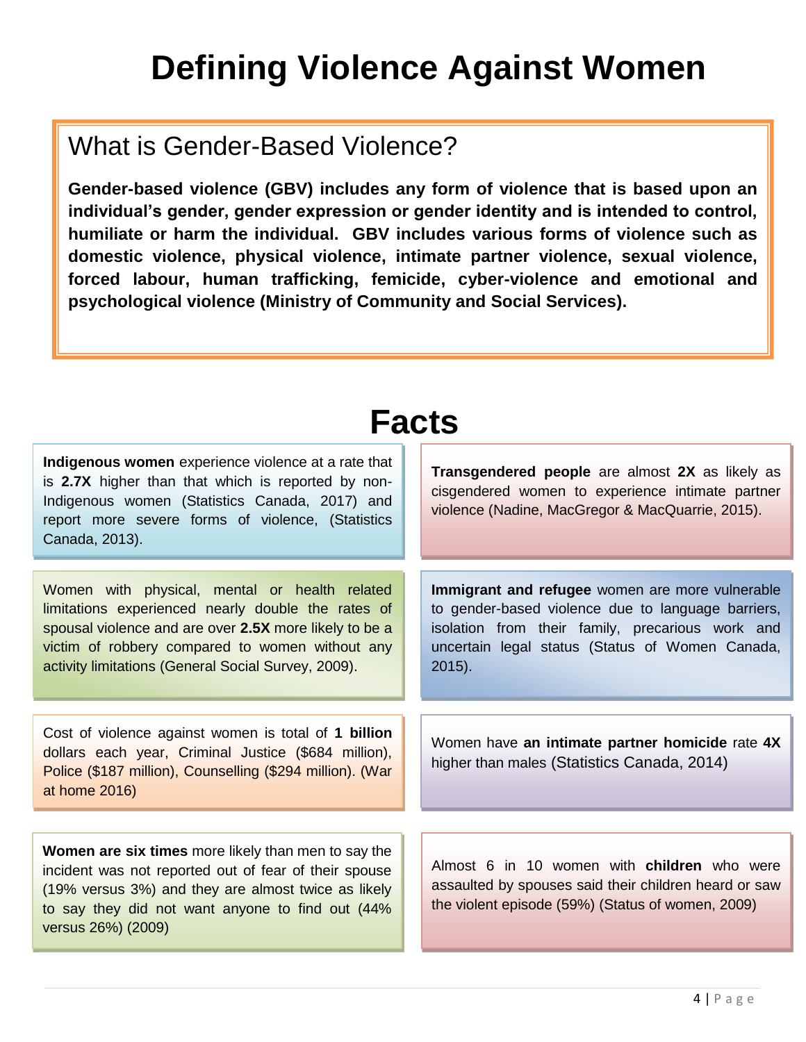# Defining Violence Against Women

## What is Gender-Based Violence?

**Gender-based violence (GBV) includes any form of violence that is based upon an individual's gender, gender expression or gender identity and is intended to control, humiliate or harm the individual. GBV includes various forms of violence such as domestic violence, physical violence, intimate partner violence, sexual violence, forced labour, human trafficking, femicide, cyber-violence and emotional and psychological violence (Ministry of Community and Social Services).**

# Facts

**Indigenous women** experience violence at a rate that is **2.7X** higher than that which is reported by non-Indigenous women (Statistics Canada, 2017) and report more severe forms of violence, (Statistics Canada, 2013).

**Transgendered people** are almost **2X** as likely as cisgendered women to experience intimate partner violence (Nadine, MacGregor & MacQuarrie, 2015).

Women with physical, mental or health related limitations experienced nearly double the rates of spousal violence and are over **2.5X** more likely to be a victim of robbery compared to women without any activity limitations (General Social Survey, 2009).

**Immigrant and refugee** women are more vulnerable to gender-based violence due to language barriers, isolation from their family, precarious work and uncertain legal status (Status of Women Canada, 2015).

Cost of violence against women is total of **1 billion** dollars each year, Criminal Justice ($684 million), Police ($187 million), Counselling ($294 million). (War at home 2016)

Women have **an intimate partner homicide** rate **4X** higher than males (Statistics Canada, 2014)

**Women are six times** more likely than men to say the incident was not reported out of fear of their spouse (19% versus 3%) and they are almost twice as likely to say they did not want anyone to find out (44% versus 26%) (2009)

Almost 6 in 10 women with **children** who were assaulted by spouses said their children heard or saw the violent episode (59%) (Status of women, 2009)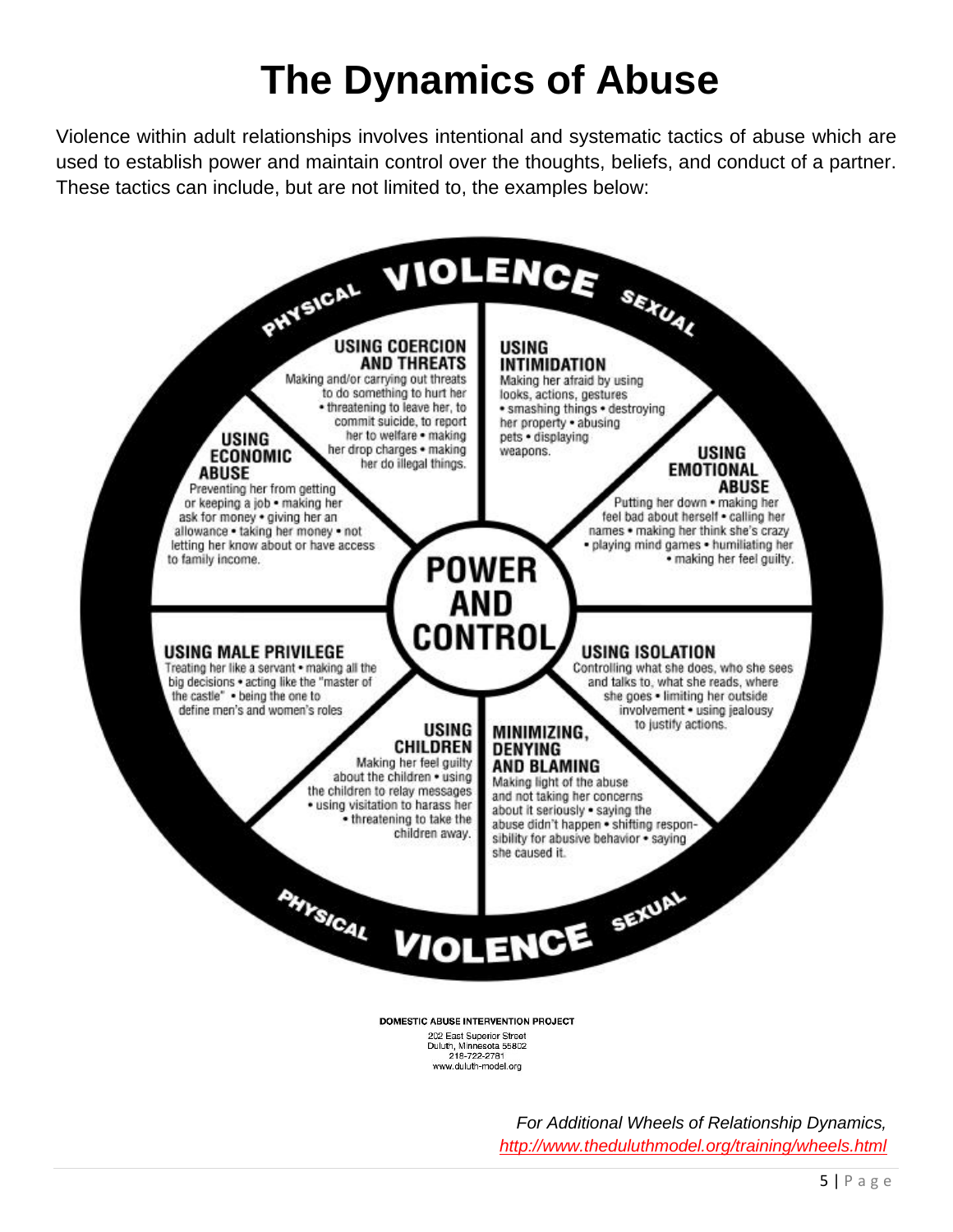# The Dynamics of Abuse

Violence within adult relationships involves intentional and systematic tactics of abuse which are used to establish power and maintain control over the thoughts, beliefs, and conduct of a partner. These tactics can include, but are not limited to, the examples below:

PHYSICAL VIOLENCE SEXUAL

**POWER AND CONTROL**

**USING COERCION AND THREATS**
Making and/or carrying out threats to do something to hurt her • threatening to leave her, to commit suicide, to report her to welfare • making her drop charges • making her do illegal things.

**USING INTIMIDATION**
Making her afraid by using looks, actions, gestures • smashing things • destroying her property • abusing pets • displaying weapons.

**USING EMOTIONAL ABUSE**
Putting her down • making her feel bad about herself • calling her names • making her think she's crazy • playing mind games • humiliating her • making her feel guilty.

**USING ISOLATION**
Controlling what she does, who she sees and talks to, what she reads, where she goes • limiting her outside involvement • using jealousy to justify actions.

**MINIMIZING, DENYING AND BLAMING**
Making light of the abuse and not taking her concerns about it seriously • saying the abuse didn't happen • shifting responsibility for abusive behavior • saying she caused it.

**USING CHILDREN**
Making her feel guilty about the children • using the children to relay messages • using visitation to harass her • threatening to take the children away.

**USING MALE PRIVILEGE**
Treating her like a servant • making all the big decisions • acting like the "master of the castle" • being the one to define men's and women's roles

**USING ECONOMIC ABUSE**
Preventing her from getting or keeping a job • making her ask for money • giving her an allowance • taking her money • not letting her know about or have access to family income.

PHYSICAL VIOLENCE SEXUAL

DOMESTIC ABUSE INTERVENTION PROJECT
202 East Superior Street
Duluth, Minnesota 55802
218-722-2781
www.duluth-model.org

*For Additional Wheels of Relationship Dynamics,*
*http://www.theduluthmodel.org/training/wheels.html*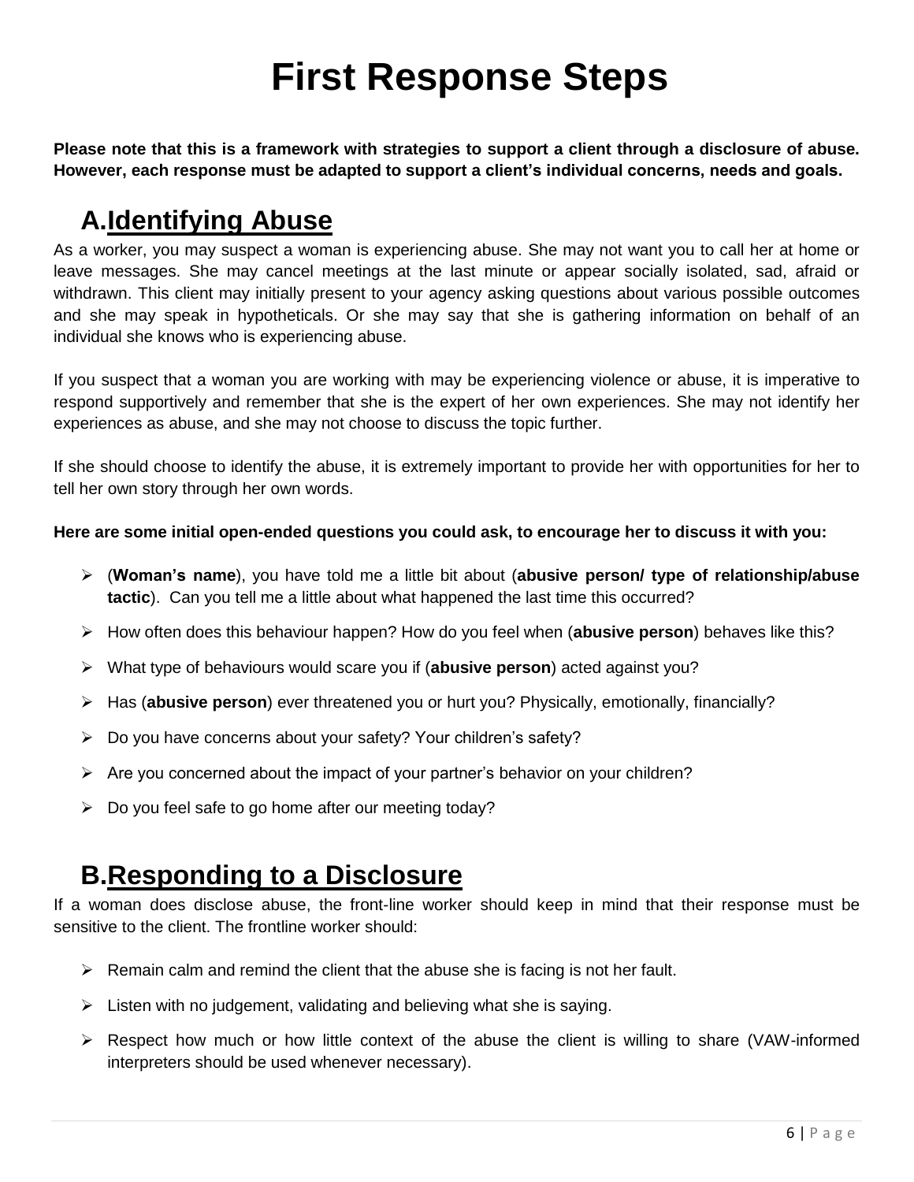# First Response Steps

**Please note that this is a framework with strategies to support a client through a disclosure of abuse. However, each response must be adapted to support a client's individual concerns, needs and goals.**

## A. Identifying Abuse

As a worker, you may suspect a woman is experiencing abuse. She may not want you to call her at home or leave messages. She may cancel meetings at the last minute or appear socially isolated, sad, afraid or withdrawn. This client may initially present to your agency asking questions about various possible outcomes and she may speak in hypotheticals. Or she may say that she is gathering information on behalf of an individual she knows who is experiencing abuse.

If you suspect that a woman you are working with may be experiencing violence or abuse, it is imperative to respond supportively and remember that she is the expert of her own experiences. She may not identify her experiences as abuse, and she may not choose to discuss the topic further.

If she should choose to identify the abuse, it is extremely important to provide her with opportunities for her to tell her own story through her own words.

**Here are some initial open-ended questions you could ask, to encourage her to discuss it with you:**

- (**Woman's name**), you have told me a little bit about (**abusive person/ type of relationship/abuse tactic**). Can you tell me a little about what happened the last time this occurred?
- How often does this behaviour happen? How do you feel when (**abusive person**) behaves like this?
- What type of behaviours would scare you if (**abusive person**) acted against you?
- Has (**abusive person**) ever threatened you or hurt you? Physically, emotionally, financially?
- Do you have concerns about your safety? Your children's safety?
- Are you concerned about the impact of your partner's behavior on your children?
- Do you feel safe to go home after our meeting today?

## B. Responding to a Disclosure

If a woman does disclose abuse, the front-line worker should keep in mind that their response must be sensitive to the client. The frontline worker should:

- Remain calm and remind the client that the abuse she is facing is not her fault.
- Listen with no judgement, validating and believing what she is saying.
- Respect how much or how little context of the abuse the client is willing to share (VAW-informed interpreters should be used whenever necessary).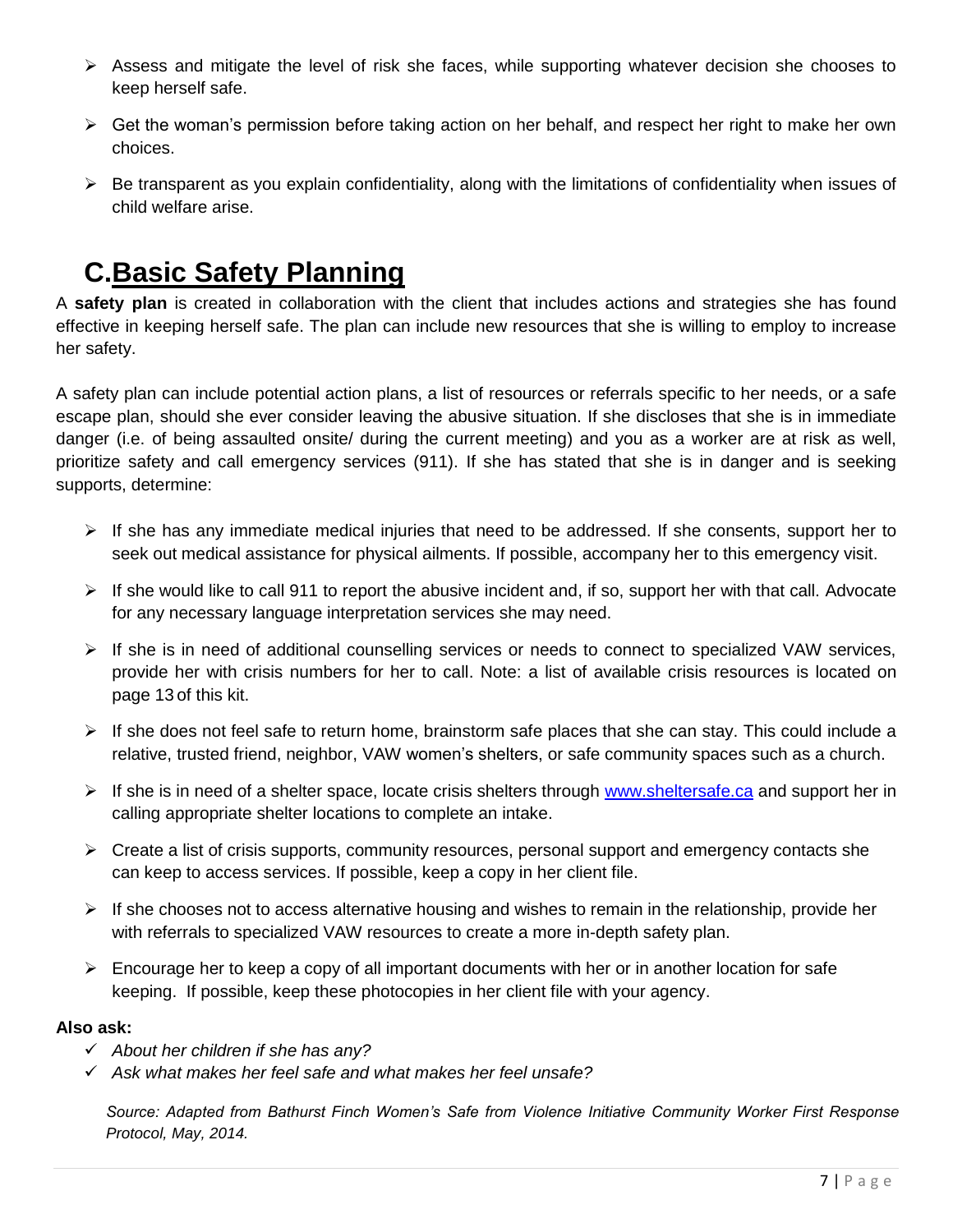- Assess and mitigate the level of risk she faces, while supporting whatever decision she chooses to keep herself safe.
- Get the woman's permission before taking action on her behalf, and respect her right to make her own choices.
- Be transparent as you explain confidentiality, along with the limitations of confidentiality when issues of child welfare arise.

# C. Basic Safety Planning

A **safety plan** is created in collaboration with the client that includes actions and strategies she has found effective in keeping herself safe. The plan can include new resources that she is willing to employ to increase her safety.

A safety plan can include potential action plans, a list of resources or referrals specific to her needs, or a safe escape plan, should she ever consider leaving the abusive situation. If she discloses that she is in immediate danger (i.e. of being assaulted onsite/ during the current meeting) and you as a worker are at risk as well, prioritize safety and call emergency services (911). If she has stated that she is in danger and is seeking supports, determine:

- If she has any immediate medical injuries that need to be addressed. If she consents, support her to seek out medical assistance for physical ailments. If possible, accompany her to this emergency visit.
- If she would like to call 911 to report the abusive incident and, if so, support her with that call. Advocate for any necessary language interpretation services she may need.
- If she is in need of additional counselling services or needs to connect to specialized VAW services, provide her with crisis numbers for her to call. Note: a list of available crisis resources is located on page 13 of this kit.
- If she does not feel safe to return home, brainstorm safe places that she can stay. This could include a relative, trusted friend, neighbor, VAW women's shelters, or safe community spaces such as a church.
- If she is in need of a shelter space, locate crisis shelters through [www.sheltersafe.ca](http://www.sheltersafe.ca) and support her in calling appropriate shelter locations to complete an intake.
- Create a list of crisis supports, community resources, personal support and emergency contacts she can keep to access services. If possible, keep a copy in her client file.
- If she chooses not to access alternative housing and wishes to remain in the relationship, provide her with referrals to specialized VAW resources to create a more in-depth safety plan.
- Encourage her to keep a copy of all important documents with her or in another location for safe keeping. If possible, keep these photocopies in her client file with your agency.

**Also ask:**

- ✓ *About her children if she has any?*
- ✓ *Ask what makes her feel safe and what makes her feel unsafe?*

*Source: Adapted from Bathurst Finch Women's Safe from Violence Initiative Community Worker First Response Protocol, May, 2014.*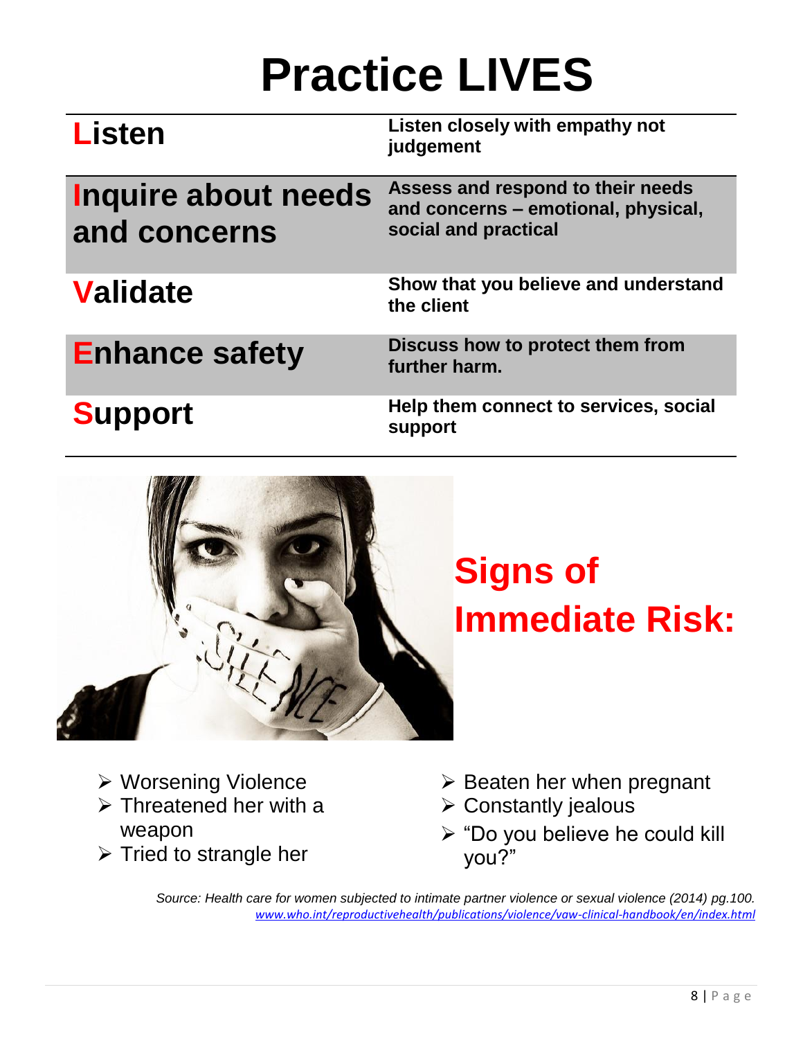# Practice LIVES

| | |
|---|---|
| **Listen** | **Listen closely with empathy not judgement** |
| **Inquire about needs and concerns** | **Assess and respond to their needs and concerns – emotional, physical, social and practical** |
| **Validate** | **Show that you believe and understand the client** |
| **Enhance safety** | **Discuss how to protect them from further harm.** |
| **Support** | **Help them connect to services, social support** |

## Signs of Immediate Risk:

- Worsening Violence
- Threatened her with a weapon
- Tried to strangle her
- Beaten her when pregnant
- Constantly jealous
- "Do you believe he could kill you?"

*Source: Health care for women subjected to intimate partner violence or sexual violence (2014) pg.100.*
*www.who.int/reproductivehealth/publications/violence/vaw-clinical-handbook/en/index.html*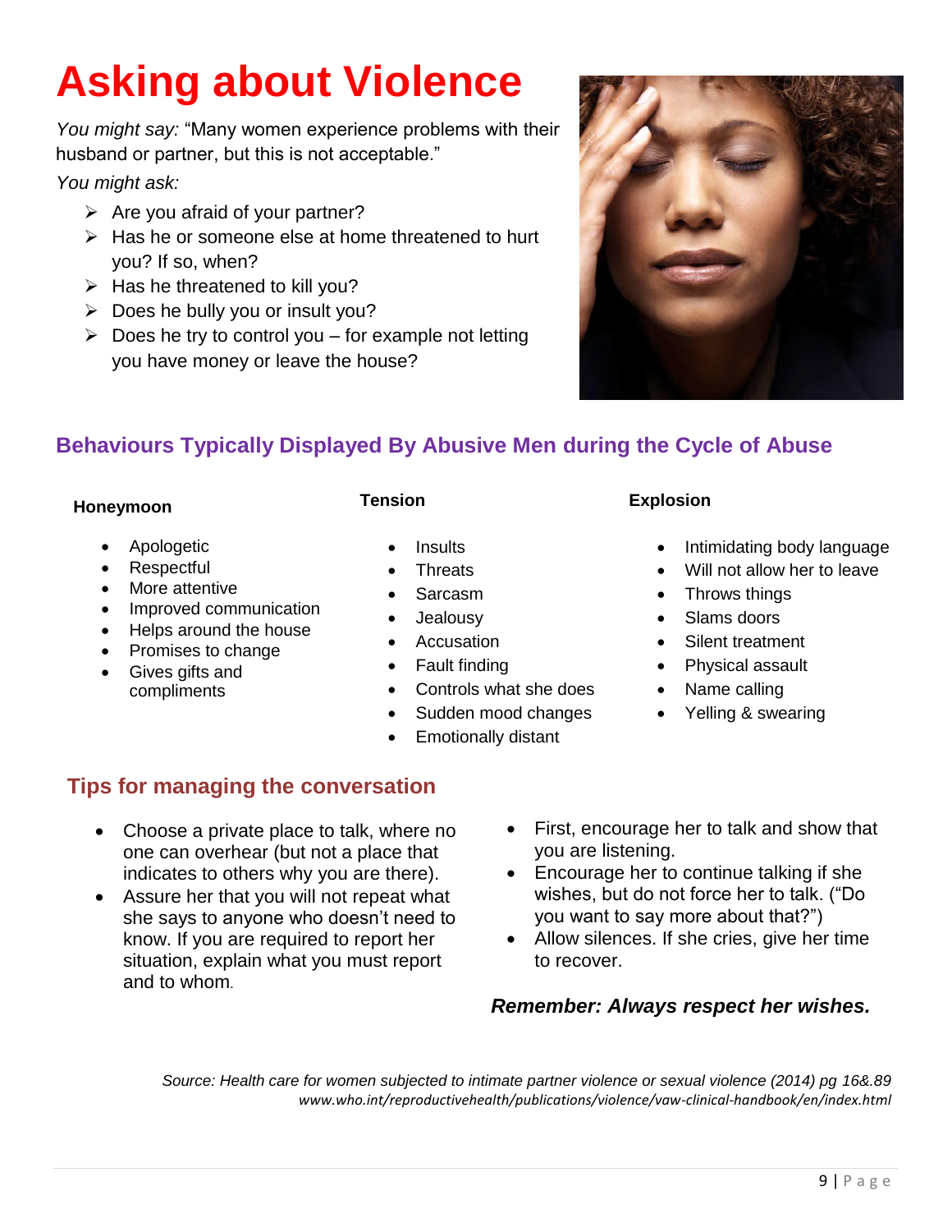# Asking about Violence

*You might say:* "Many women experience problems with their husband or partner, but this is not acceptable."

*You might ask:*

- Are you afraid of your partner?
- Has he or someone else at home threatened to hurt you? If so, when?
- Has he threatened to kill you?
- Does he bully you or insult you?
- Does he try to control you – for example not letting you have money or leave the house?

## Behaviours Typically Displayed By Abusive Men during the Cycle of Abuse

**Honeymoon**

- Apologetic
- Respectful
- More attentive
- Improved communication
- Helps around the house
- Promises to change
- Gives gifts and compliments

**Tension**

- Insults
- Threats
- Sarcasm
- Jealousy
- Accusation
- Fault finding
- Controls what she does
- Sudden mood changes
- Emotionally distant

**Explosion**

- Intimidating body language
- Will not allow her to leave
- Throws things
- Slams doors
- Silent treatment
- Physical assault
- Name calling
- Yelling & swearing

## Tips for managing the conversation

- Choose a private place to talk, where no one can overhear (but not a place that indicates to others why you are there).
- Assure her that you will not repeat what she says to anyone who doesn't need to know. If you are required to report her situation, explain what you must report and to whom.
- First, encourage her to talk and show that you are listening.
- Encourage her to continue talking if she wishes, but do not force her to talk. ("Do you want to say more about that?")
- Allow silences. If she cries, give her time to recover.

***Remember: Always respect her wishes.***

*Source: Health care for women subjected to intimate partner violence or sexual violence (2014) pg 16&.89*
*www.who.int/reproductivehealth/publications/violence/vaw-clinical-handbook/en/index.html*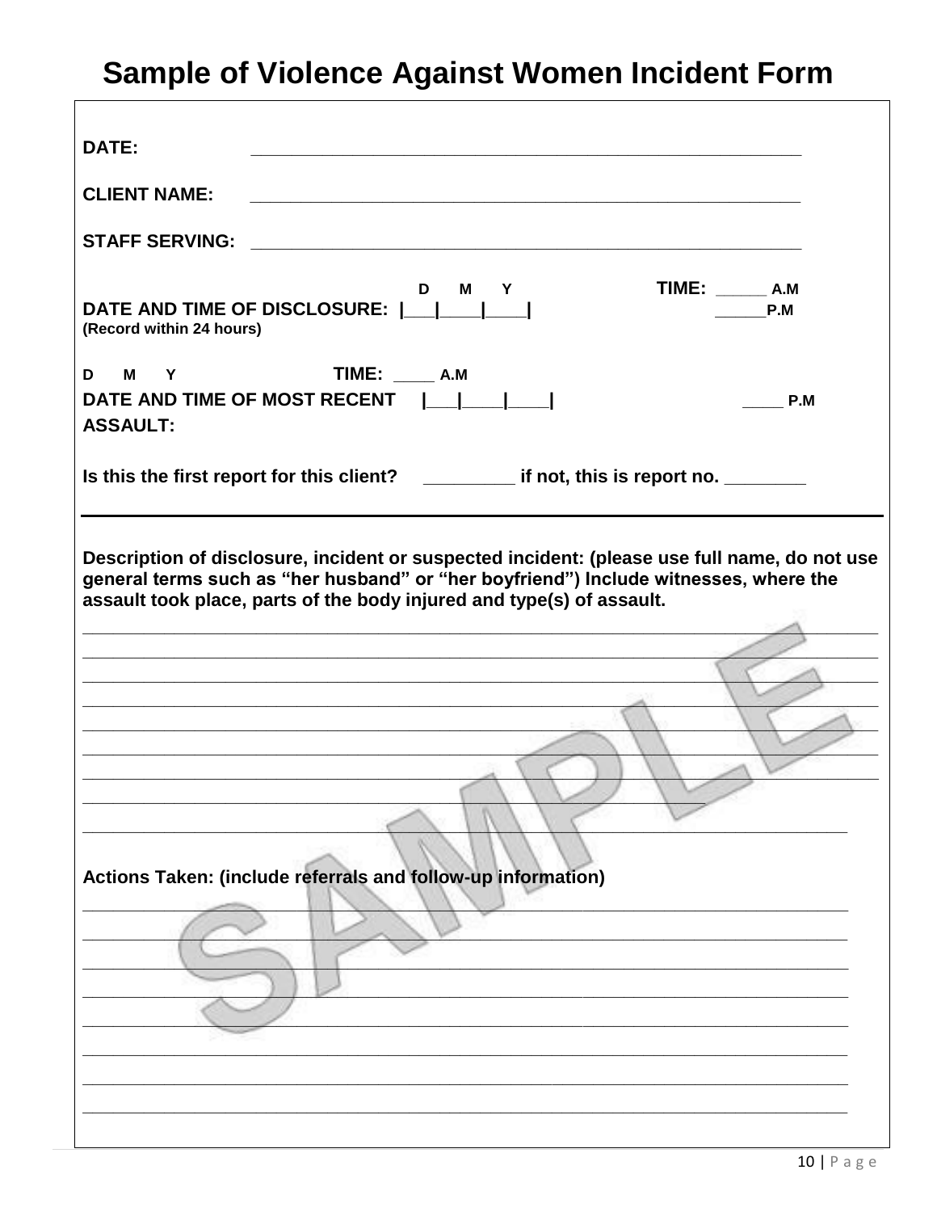# Sample of Violence Against Women Incident Form

**DATE:** ____________________________________________________________

**CLIENT NAME:** ____________________________________________________________

**STAFF SERVING:** ____________________________________________________________

**DATE AND TIME OF DISCLOSURE:** |___|____|____| (D M Y) **TIME:** _____ **A.M** _____ **P.M**
**(Record within 24 hours)**

**DATE AND TIME OF MOST RECENT ASSAULT:** |___|____|____| (D M Y) **TIME:** ____ **A.M** ____ **P.M**

**Is this the first report for this client?** _________ **if not, this is report no.** ________

---

**Description of disclosure, incident or suspected incident: (please use full name, do not use general terms such as "her husband" or "her boyfriend") Include witnesses, where the assault took place, parts of the body injured and type(s) of assault.**

______________________________________________________________________________
______________________________________________________________________________
______________________________________________________________________________
______________________________________________________________________________
______________________________________________________________________________
______________________________________________________________________________
______________________________________________________________________________
______________________________________________________________________________
______________________________________________________________________________

**Actions Taken: (include referrals and follow-up information)**

______________________________________________________________________________
______________________________________________________________________________
______________________________________________________________________________
______________________________________________________________________________
______________________________________________________________________________
______________________________________________________________________________
______________________________________________________________________________
______________________________________________________________________________

SAMPLE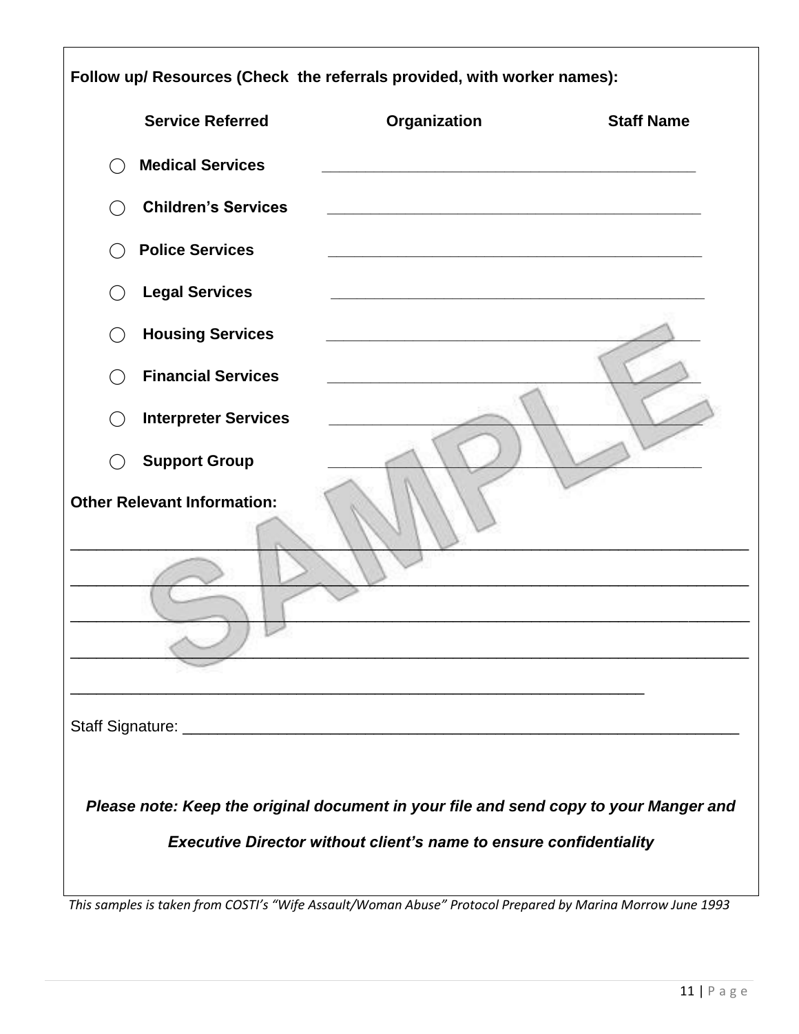**Follow up/ Resources (Check the referrals provided, with worker names):**

| Service Referred | Organization | Staff Name |
| --- | --- | --- |
| ◯ **Medical Services** | | |
| ◯ **Children's Services** | | |
| ◯ **Police Services** | | |
| ◯ **Legal Services** | | |
| ◯ **Housing Services** | | |
| ◯ **Financial Services** | | |
| ◯ **Interpreter Services** | | |
| ◯ **Support Group** | | |

**Other Relevant Information:**

____________________________________________________________________________

____________________________________________________________________________

____________________________________________________________________________

____________________________________________________________________________

_________________________________________________________________

Staff Signature: ____________________________________________________________

***Please note: Keep the original document in your file and send copy to your Manger and Executive Director without client's name to ensure confidentiality***

*This samples is taken from COSTI's "Wife Assault/Woman Abuse" Protocol Prepared by Marina Morrow June 1993*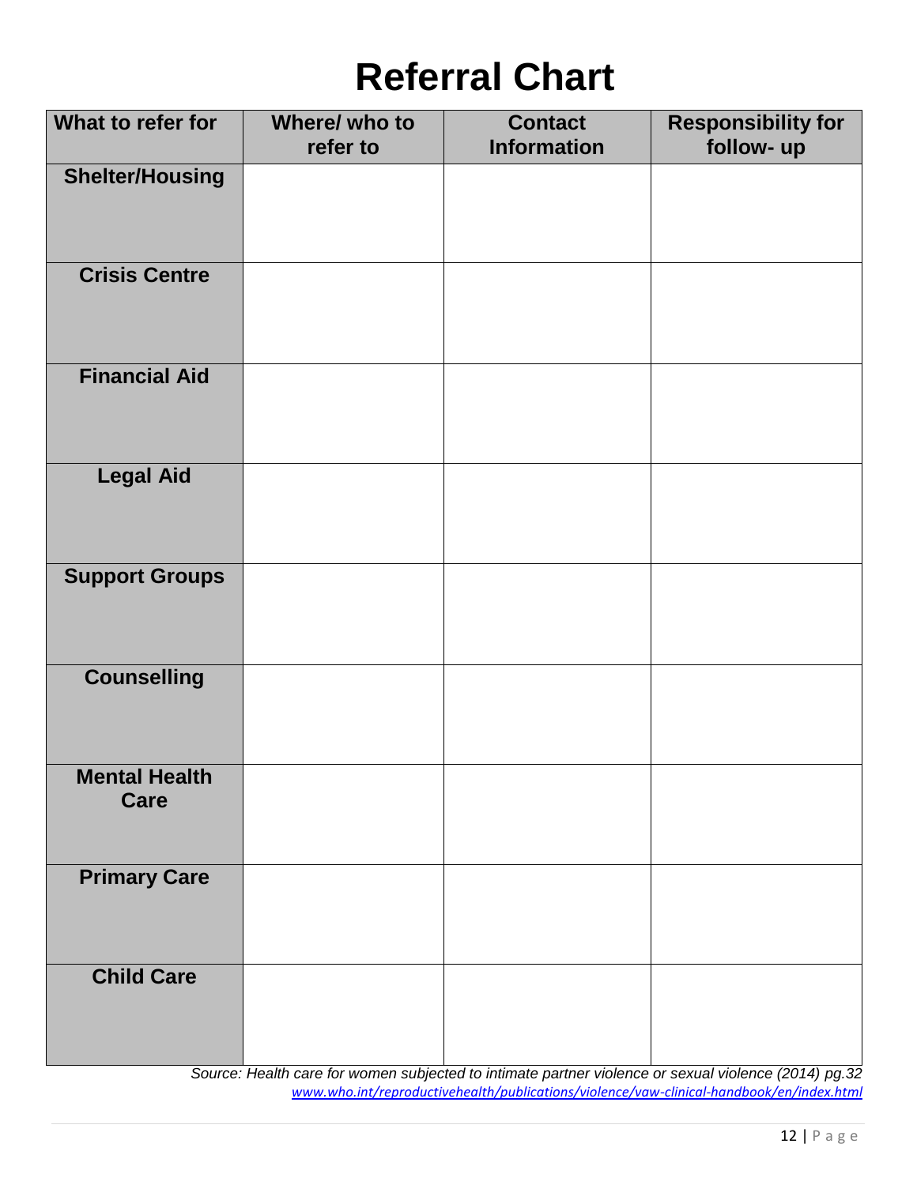# Referral Chart

| What to refer for | Where/ who to refer to | Contact Information | Responsibility for follow- up |
|---|---|---|---|
| **Shelter/Housing** | | | |
| **Crisis Centre** | | | |
| **Financial Aid** | | | |
| **Legal Aid** | | | |
| **Support Groups** | | | |
| **Counselling** | | | |
| **Mental Health Care** | | | |
| **Primary Care** | | | |
| **Child Care** | | | |

*Source: Health care for women subjected to intimate partner violence or sexual violence (2014) pg.32*
*www.who.int/reproductivehealth/publications/violence/vaw-clinical-handbook/en/index.html*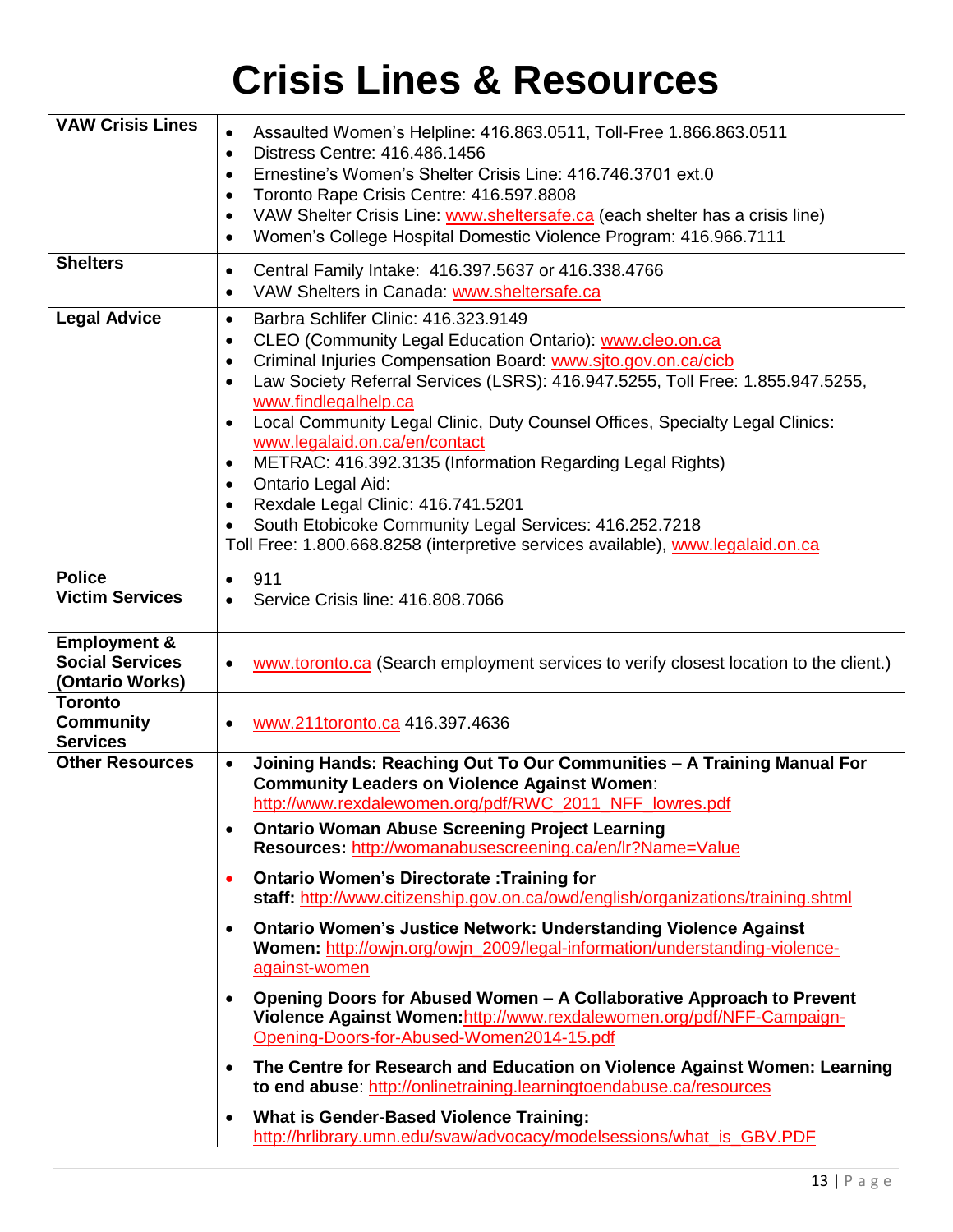# Crisis Lines & Resources

| | |
|---|---|
| **VAW Crisis Lines** | • Assaulted Women's Helpline: 416.863.0511, Toll-Free 1.866.863.0511<br>• Distress Centre: 416.486.1456<br>• Ernestine's Women's Shelter Crisis Line: 416.746.3701 ext.0<br>• Toronto Rape Crisis Centre: 416.597.8808<br>• VAW Shelter Crisis Line: www.sheltersafe.ca (each shelter has a crisis line)<br>• Women's College Hospital Domestic Violence Program: 416.966.7111 |
| **Shelters** | • Central Family Intake: 416.397.5637 or 416.338.4766<br>• VAW Shelters in Canada: www.sheltersafe.ca |
| **Legal Advice** | • Barbra Schlifer Clinic: 416.323.9149<br>• CLEO (Community Legal Education Ontario): www.cleo.on.ca<br>• Criminal Injuries Compensation Board: www.sjto.gov.on.ca/cicb<br>• Law Society Referral Services (LSRS): 416.947.5255, Toll Free: 1.855.947.5255, www.findlegalhelp.ca<br>• Local Community Legal Clinic, Duty Counsel Offices, Specialty Legal Clinics: www.legalaid.on.ca/en/contact<br>• METRAC: 416.392.3135 (Information Regarding Legal Rights)<br>• Ontario Legal Aid:<br>• Rexdale Legal Clinic: 416.741.5201<br>• South Etobicoke Community Legal Services: 416.252.7218<br>Toll Free: 1.800.668.8258 (interpretive services available), www.legalaid.on.ca |
| **Police**<br>**Victim Services** | • 911<br>• Service Crisis line: 416.808.7066 |
| **Employment & Social Services (Ontario Works)** | • www.toronto.ca (Search employment services to verify closest location to the client.) |
| **Toronto Community Services** | • www.211toronto.ca 416.397.4636 |
| **Other Resources** | • **Joining Hands: Reaching Out To Our Communities – A Training Manual For Community Leaders on Violence Against Women**: http://www.rexdalewomen.org/pdf/RWC_2011_NFF_lowres.pdf<br>• **Ontario Woman Abuse Screening Project Learning Resources:** http://womanabusescreening.ca/en/lr?Name=Value<br>• **Ontario Women's Directorate :Training for staff:** http://www.citizenship.gov.on.ca/owd/english/organizations/training.shtml<br>• **Ontario Women's Justice Network: Understanding Violence Against Women:** http://owjn.org/owjn_2009/legal-information/understanding-violence-against-women<br>• **Opening Doors for Abused Women – A Collaborative Approach to Prevent Violence Against Women:**http://www.rexdalewomen.org/pdf/NFF-Campaign-Opening-Doors-for-Abused-Women2014-15.pdf<br>• **The Centre for Research and Education on Violence Against Women: Learning to end abuse**: http://onlinetraining.learningtoendabuse.ca/resources<br>• **What is Gender-Based Violence Training:** http://hrlibrary.umn.edu/svaw/advocacy/modelsessions/what_is_GBV.PDF |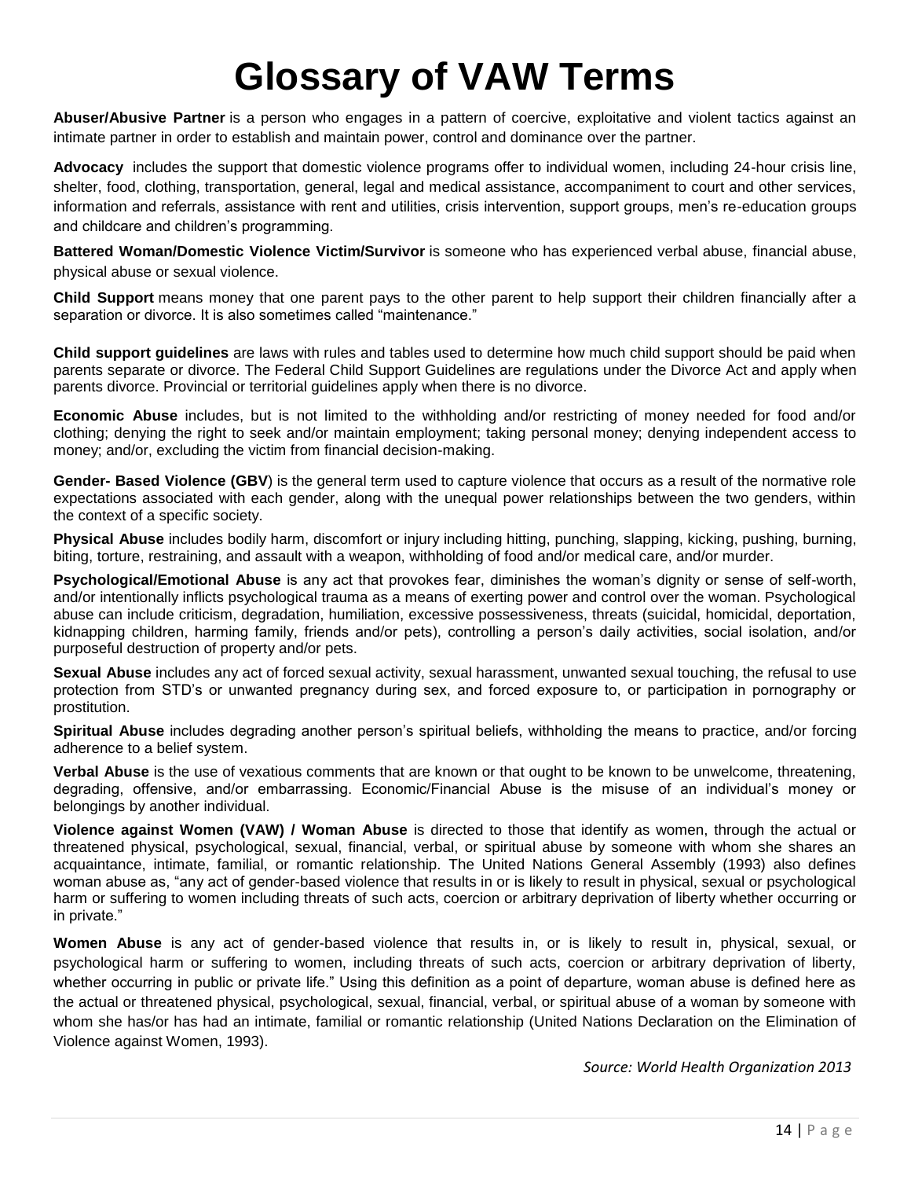# Glossary of VAW Terms

**Abuser/Abusive Partner** is a person who engages in a pattern of coercive, exploitative and violent tactics against an intimate partner in order to establish and maintain power, control and dominance over the partner.

**Advocacy** includes the support that domestic violence programs offer to individual women, including 24-hour crisis line, shelter, food, clothing, transportation, general, legal and medical assistance, accompaniment to court and other services, information and referrals, assistance with rent and utilities, crisis intervention, support groups, men's re-education groups and childcare and children's programming.

**Battered Woman/Domestic Violence Victim/Survivor** is someone who has experienced verbal abuse, financial abuse, physical abuse or sexual violence.

**Child Support** means money that one parent pays to the other parent to help support their children financially after a separation or divorce. It is also sometimes called "maintenance."

**Child support guidelines** are laws with rules and tables used to determine how much child support should be paid when parents separate or divorce. The Federal Child Support Guidelines are regulations under the Divorce Act and apply when parents divorce. Provincial or territorial guidelines apply when there is no divorce.

**Economic Abuse** includes, but is not limited to the withholding and/or restricting of money needed for food and/or clothing; denying the right to seek and/or maintain employment; taking personal money; denying independent access to money; and/or, excluding the victim from financial decision-making.

**Gender- Based Violence (GBV**) is the general term used to capture violence that occurs as a result of the normative role expectations associated with each gender, along with the unequal power relationships between the two genders, within the context of a specific society.

**Physical Abuse** includes bodily harm, discomfort or injury including hitting, punching, slapping, kicking, pushing, burning, biting, torture, restraining, and assault with a weapon, withholding of food and/or medical care, and/or murder.

**Psychological/Emotional Abuse** is any act that provokes fear, diminishes the woman's dignity or sense of self-worth, and/or intentionally inflicts psychological trauma as a means of exerting power and control over the woman. Psychological abuse can include criticism, degradation, humiliation, excessive possessiveness, threats (suicidal, homicidal, deportation, kidnapping children, harming family, friends and/or pets), controlling a person's daily activities, social isolation, and/or purposeful destruction of property and/or pets.

**Sexual Abuse** includes any act of forced sexual activity, sexual harassment, unwanted sexual touching, the refusal to use protection from STD's or unwanted pregnancy during sex, and forced exposure to, or participation in pornography or prostitution.

**Spiritual Abuse** includes degrading another person's spiritual beliefs, withholding the means to practice, and/or forcing adherence to a belief system.

**Verbal Abuse** is the use of vexatious comments that are known or that ought to be known to be unwelcome, threatening, degrading, offensive, and/or embarrassing. Economic/Financial Abuse is the misuse of an individual's money or belongings by another individual.

**Violence against Women (VAW) / Woman Abuse** is directed to those that identify as women, through the actual or threatened physical, psychological, sexual, financial, verbal, or spiritual abuse by someone with whom she shares an acquaintance, intimate, familial, or romantic relationship. The United Nations General Assembly (1993) also defines woman abuse as, "any act of gender-based violence that results in or is likely to result in physical, sexual or psychological harm or suffering to women including threats of such acts, coercion or arbitrary deprivation of liberty whether occurring or in private."

**Women Abuse** is any act of gender-based violence that results in, or is likely to result in, physical, sexual, or psychological harm or suffering to women, including threats of such acts, coercion or arbitrary deprivation of liberty, whether occurring in public or private life." Using this definition as a point of departure, woman abuse is defined here as the actual or threatened physical, psychological, sexual, financial, verbal, or spiritual abuse of a woman by someone with whom she has/or has had an intimate, familial or romantic relationship (United Nations Declaration on the Elimination of Violence against Women, 1993).

*Source: World Health Organization 2013*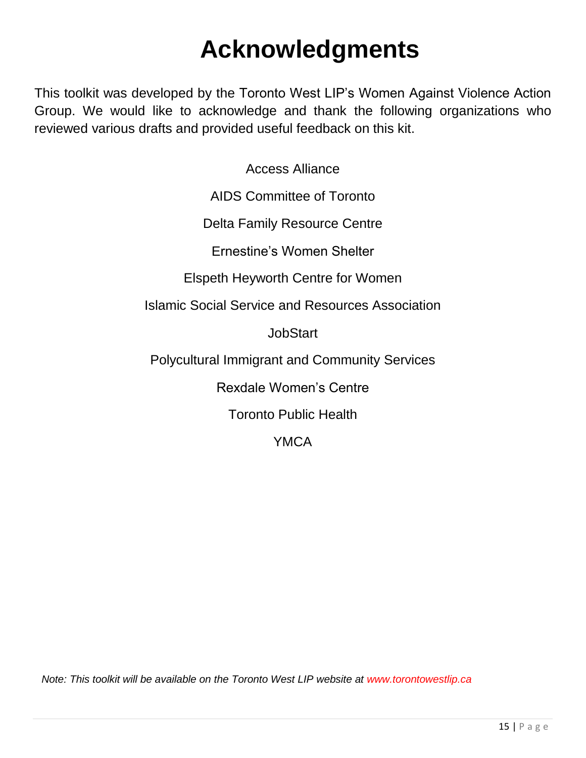# Acknowledgments

This toolkit was developed by the Toronto West LIP's Women Against Violence Action Group. We would like to acknowledge and thank the following organizations who reviewed various drafts and provided useful feedback on this kit.

Access Alliance

AIDS Committee of Toronto

Delta Family Resource Centre

Ernestine's Women Shelter

Elspeth Heyworth Centre for Women

Islamic Social Service and Resources Association

JobStart

Polycultural Immigrant and Community Services

Rexdale Women's Centre

Toronto Public Health

YMCA

*Note: This toolkit will be available on the Toronto West LIP website at www.torontowestlip.ca*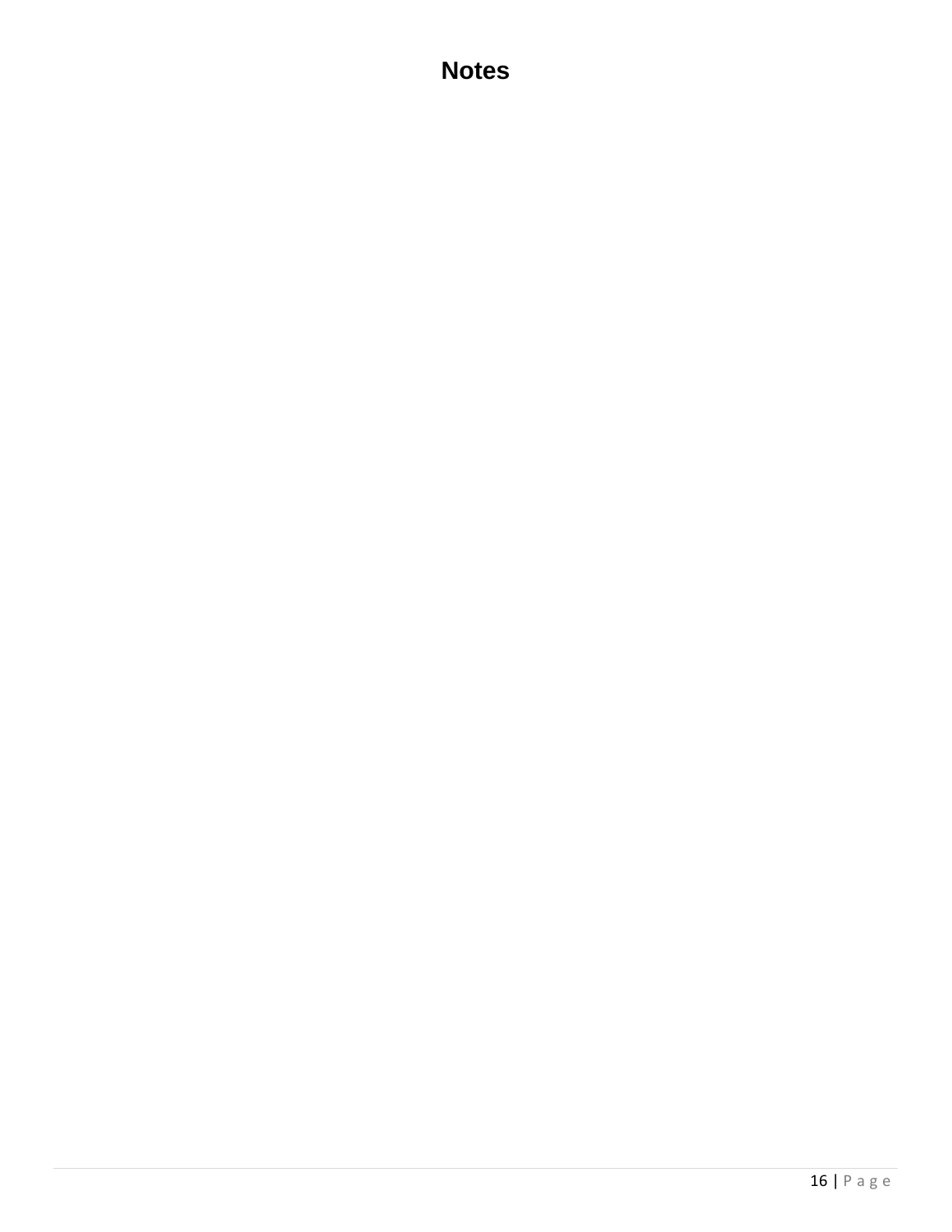# Notes